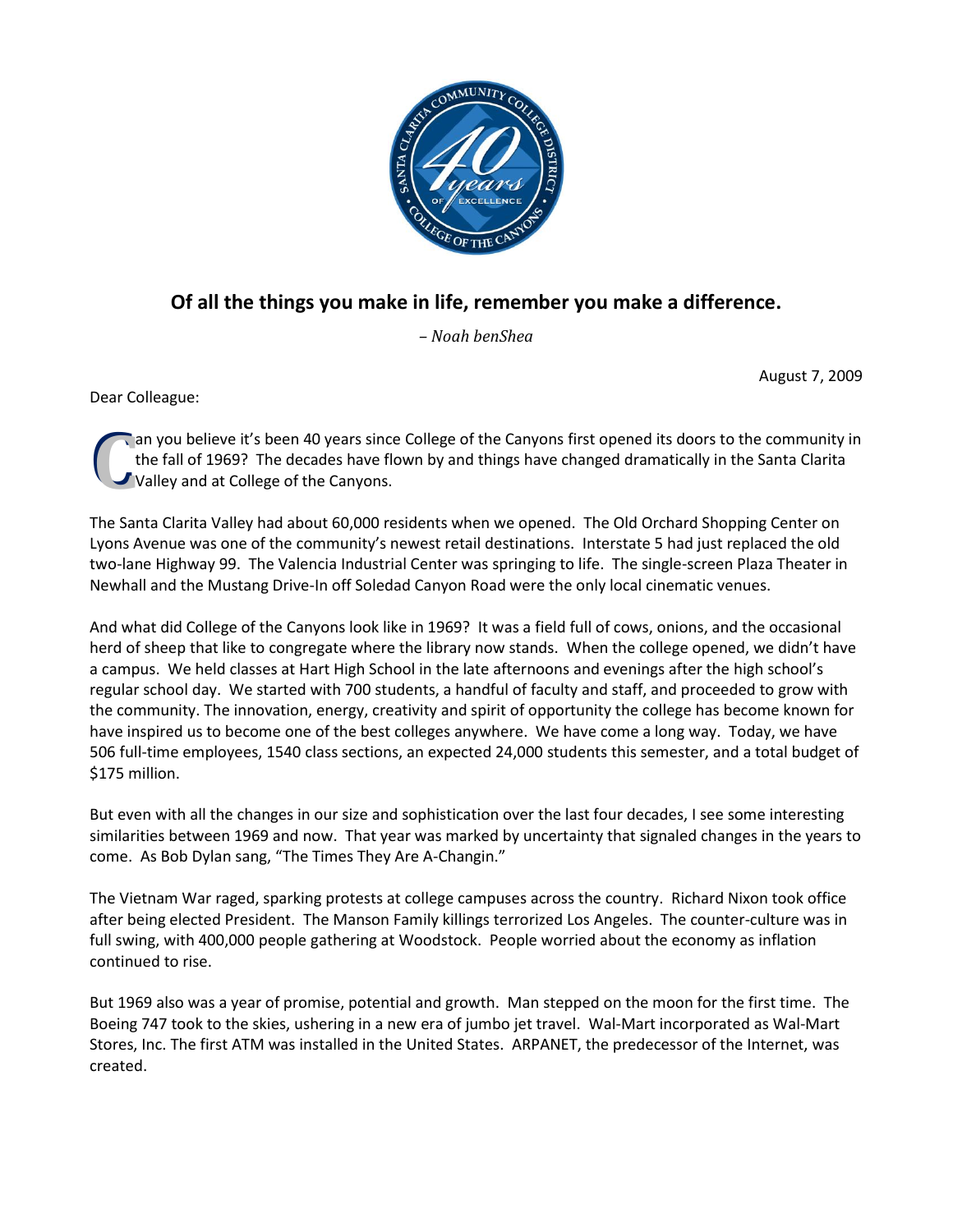**Of all the things you make in life, remember you make a difference.**

*– Noah benShea*

August 7, 2009

Dear Colleague:

Can you believe it's been 40 years since College of the Canyons first opened its doors to the community in the fall of 1969? The decades have flown by and things have changed dramatically in the Santa Clarita Valley and at College of the Canyons.

The Santa Clarita Valley had about 60,000 residents when we opened. The Old Orchard Shopping Center on Lyons Avenue was one of the community's newest retail destinations. Interstate 5 had just replaced the old two-lane Highway 99. The Valencia Industrial Center was springing to life. The single-screen Plaza Theater in Newhall and the Mustang Drive-In off Soledad Canyon Road were the only local cinematic venues.

And what did College of the Canyons look like in 1969? It was a field full of cows, onions, and the occasional herd of sheep that like to congregate where the library now stands. When the college opened, we didn't have a campus. We held classes at Hart High School in the late afternoons and evenings after the high school's regular school day. We started with 700 students, a handful of faculty and staff, and proceeded to grow with the community. The innovation, energy, creativity and spirit of opportunity the college has become known for have inspired us to become one of the best colleges anywhere. We have come a long way. Today, we have 506 full-time employees, 1540 class sections, an expected 24,000 students this semester, and a total budget of $175 million.

But even with all the changes in our size and sophistication over the last four decades, I see some interesting similarities between 1969 and now. That year was marked by uncertainty that signaled changes in the years to come. As Bob Dylan sang, "The Times They Are A-Changin."

The Vietnam War raged, sparking protests at college campuses across the country. Richard Nixon took office after being elected President. The Manson Family killings terrorized Los Angeles. The counter-culture was in full swing, with 400,000 people gathering at Woodstock. People worried about the economy as inflation continued to rise.

But 1969 also was a year of promise, potential and growth. Man stepped on the moon for the first time. The Boeing 747 took to the skies, ushering in a new era of jumbo jet travel. Wal-Mart incorporated as Wal-Mart Stores, Inc. The first ATM was installed in the United States. ARPANET, the predecessor of the Internet, was created.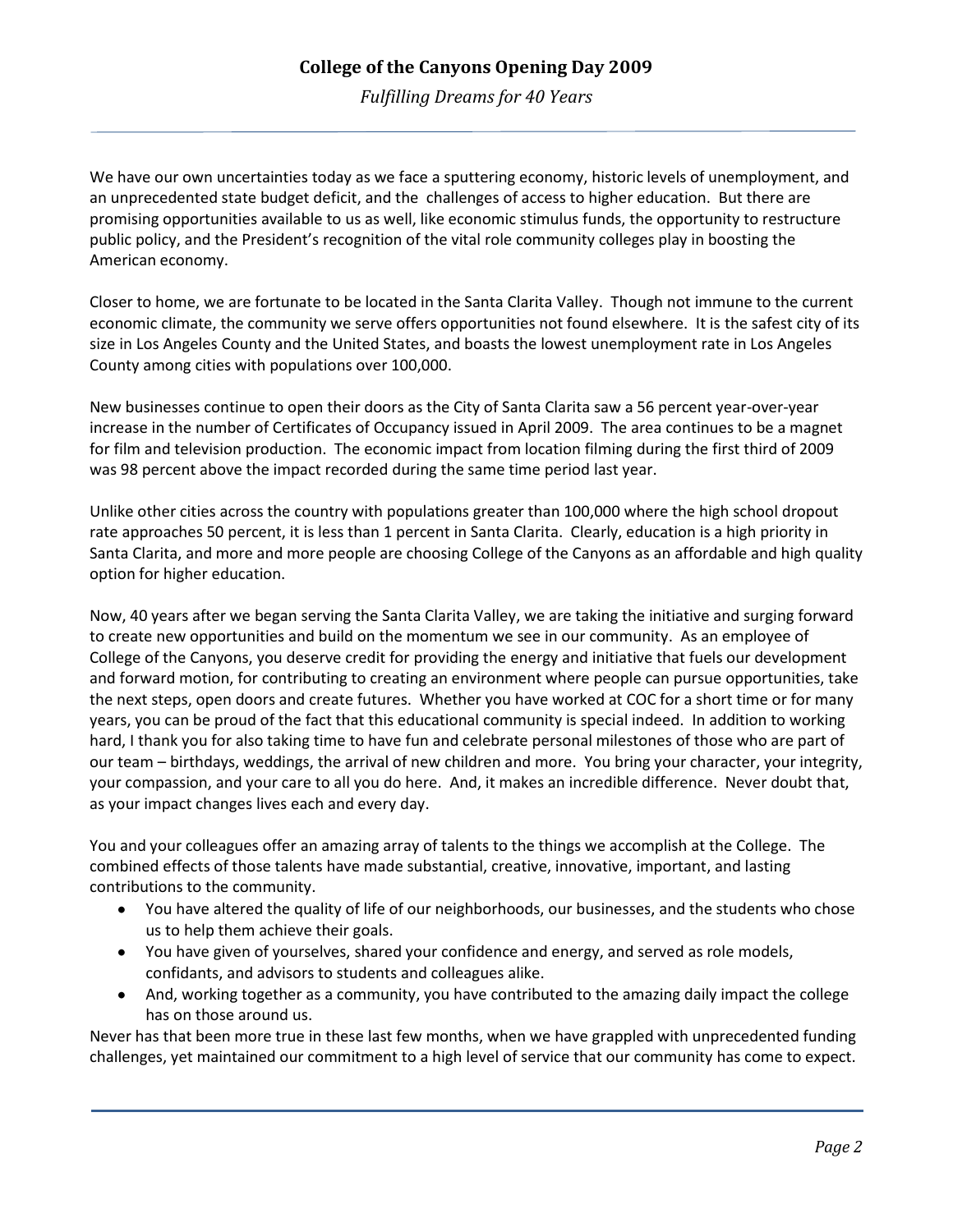We have our own uncertainties today as we face a sputtering economy, historic levels of unemployment, and an unprecedented state budget deficit, and the challenges of access to higher education. But there are promising opportunities available to us as well, like economic stimulus funds, the opportunity to restructure public policy, and the President's recognition of the vital role community colleges play in boosting the American economy.

Closer to home, we are fortunate to be located in the Santa Clarita Valley. Though not immune to the current economic climate, the community we serve offers opportunities not found elsewhere. It is the safest city of its size in Los Angeles County and the United States, and boasts the lowest unemployment rate in Los Angeles County among cities with populations over 100,000.

New businesses continue to open their doors as the City of Santa Clarita saw a 56 percent year-over-year increase in the number of Certificates of Occupancy issued in April 2009. The area continues to be a magnet for film and television production. The economic impact from location filming during the first third of 2009 was 98 percent above the impact recorded during the same time period last year.

Unlike other cities across the country with populations greater than 100,000 where the high school dropout rate approaches 50 percent, it is less than 1 percent in Santa Clarita. Clearly, education is a high priority in Santa Clarita, and more and more people are choosing College of the Canyons as an affordable and high quality option for higher education.

Now, 40 years after we began serving the Santa Clarita Valley, we are taking the initiative and surging forward to create new opportunities and build on the momentum we see in our community. As an employee of College of the Canyons, you deserve credit for providing the energy and initiative that fuels our development and forward motion, for contributing to creating an environment where people can pursue opportunities, take the next steps, open doors and create futures. Whether you have worked at COC for a short time or for many years, you can be proud of the fact that this educational community is special indeed. In addition to working hard, I thank you for also taking time to have fun and celebrate personal milestones of those who are part of our team – birthdays, weddings, the arrival of new children and more. You bring your character, your integrity, your compassion, and your care to all you do here. And, it makes an incredible difference. Never doubt that, as your impact changes lives each and every day.

You and your colleagues offer an amazing array of talents to the things we accomplish at the College. The combined effects of those talents have made substantial, creative, innovative, important, and lasting contributions to the community.

- You have altered the quality of life of our neighborhoods, our businesses, and the students who chose us to help them achieve their goals.
- You have given of yourselves, shared your confidence and energy, and served as role models, confidants, and advisors to students and colleagues alike.
- And, working together as a community, you have contributed to the amazing daily impact the college has on those around us.

Never has that been more true in these last few months, when we have grappled with unprecedented funding challenges, yet maintained our commitment to a high level of service that our community has come to expect.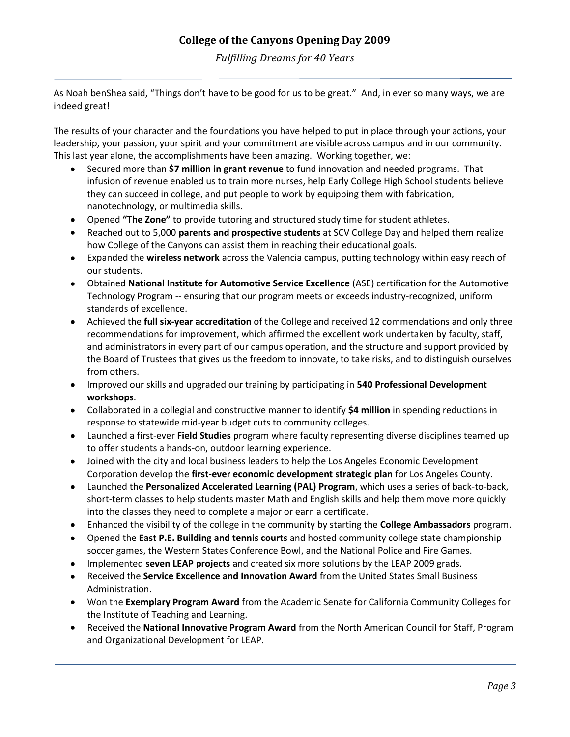As Noah benShea said, "Things don't have to be good for us to be great." And, in ever so many ways, we are indeed great!

The results of your character and the foundations you have helped to put in place through your actions, your leadership, your passion, your spirit and your commitment are visible across campus and in our community. This last year alone, the accomplishments have been amazing. Working together, we:

- Secured more than **$7 million in grant revenue** to fund innovation and needed programs. That infusion of revenue enabled us to train more nurses, help Early College High School students believe they can succeed in college, and put people to work by equipping them with fabrication, nanotechnology, or multimedia skills.
- Opened **"The Zone"** to provide tutoring and structured study time for student athletes.
- Reached out to 5,000 **parents and prospective students** at SCV College Day and helped them realize how College of the Canyons can assist them in reaching their educational goals.
- Expanded the **wireless network** across the Valencia campus, putting technology within easy reach of our students.
- Obtained **National Institute for Automotive Service Excellence** (ASE) certification for the Automotive Technology Program -- ensuring that our program meets or exceeds industry-recognized, uniform standards of excellence.
- Achieved the **full six-year accreditation** of the College and received 12 commendations and only three recommendations for improvement, which affirmed the excellent work undertaken by faculty, staff, and administrators in every part of our campus operation, and the structure and support provided by the Board of Trustees that gives us the freedom to innovate, to take risks, and to distinguish ourselves from others.
- Improved our skills and upgraded our training by participating in **540 Professional Development workshops**.
- Collaborated in a collegial and constructive manner to identify **$4 million** in spending reductions in response to statewide mid-year budget cuts to community colleges.
- Launched a first-ever **Field Studies** program where faculty representing diverse disciplines teamed up to offer students a hands-on, outdoor learning experience.
- Joined with the city and local business leaders to help the Los Angeles Economic Development Corporation develop the **first-ever economic development strategic plan** for Los Angeles County.
- Launched the **Personalized Accelerated Learning (PAL) Program**, which uses a series of back-to-back, short-term classes to help students master Math and English skills and help them move more quickly into the classes they need to complete a major or earn a certificate.
- Enhanced the visibility of the college in the community by starting the **College Ambassadors** program.
- Opened the **East P.E. Building and tennis courts** and hosted community college state championship soccer games, the Western States Conference Bowl, and the National Police and Fire Games.
- Implemented **seven LEAP projects** and created six more solutions by the LEAP 2009 grads.
- Received the **Service Excellence and Innovation Award** from the United States Small Business Administration.
- Won the **Exemplary Program Award** from the Academic Senate for California Community Colleges for the Institute of Teaching and Learning.
- Received the **National Innovative Program Award** from the North American Council for Staff, Program and Organizational Development for LEAP.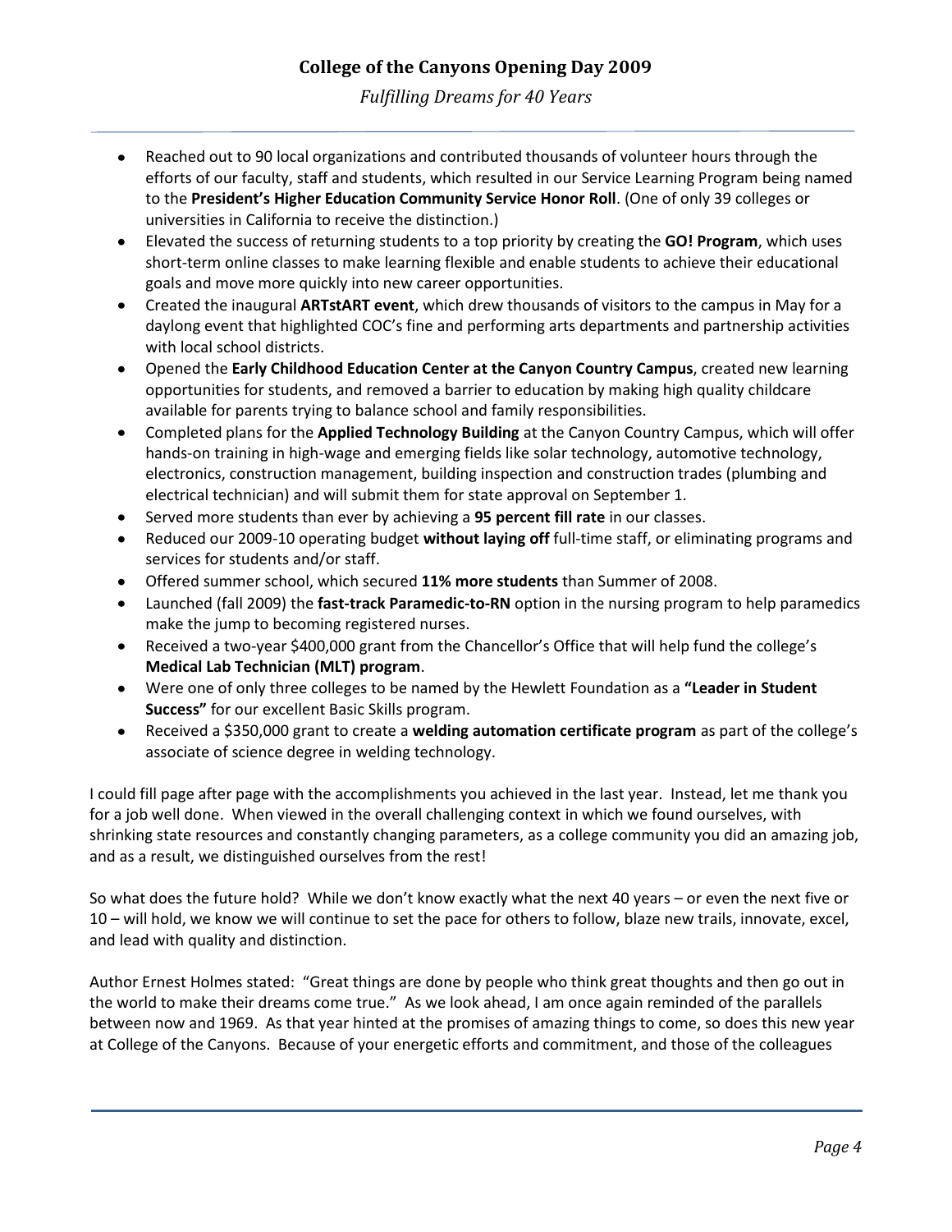- Reached out to 90 local organizations and contributed thousands of volunteer hours through the efforts of our faculty, staff and students, which resulted in our Service Learning Program being named to the **President's Higher Education Community Service Honor Roll**. (One of only 39 colleges or universities in California to receive the distinction.)
- Elevated the success of returning students to a top priority by creating the **GO! Program**, which uses short-term online classes to make learning flexible and enable students to achieve their educational goals and move more quickly into new career opportunities.
- Created the inaugural **ARTstART event**, which drew thousands of visitors to the campus in May for a daylong event that highlighted COC's fine and performing arts departments and partnership activities with local school districts.
- Opened the **Early Childhood Education Center at the Canyon Country Campus**, created new learning opportunities for students, and removed a barrier to education by making high quality childcare available for parents trying to balance school and family responsibilities.
- Completed plans for the **Applied Technology Building** at the Canyon Country Campus, which will offer hands-on training in high-wage and emerging fields like solar technology, automotive technology, electronics, construction management, building inspection and construction trades (plumbing and electrical technician) and will submit them for state approval on September 1.
- Served more students than ever by achieving a **95 percent fill rate** in our classes.
- Reduced our 2009-10 operating budget **without laying off** full-time staff, or eliminating programs and services for students and/or staff.
- Offered summer school, which secured **11% more students** than Summer of 2008.
- Launched (fall 2009) the **fast-track Paramedic-to-RN** option in the nursing program to help paramedics make the jump to becoming registered nurses.
- Received a two-year $400,000 grant from the Chancellor's Office that will help fund the college's **Medical Lab Technician (MLT) program**.
- Were one of only three colleges to be named by the Hewlett Foundation as a **"Leader in Student Success"** for our excellent Basic Skills program.
- Received a $350,000 grant to create a **welding automation certificate program** as part of the college's associate of science degree in welding technology.

I could fill page after page with the accomplishments you achieved in the last year. Instead, let me thank you for a job well done. When viewed in the overall challenging context in which we found ourselves, with shrinking state resources and constantly changing parameters, as a college community you did an amazing job, and as a result, we distinguished ourselves from the rest!

So what does the future hold? While we don't know exactly what the next 40 years – or even the next five or 10 – will hold, we know we will continue to set the pace for others to follow, blaze new trails, innovate, excel, and lead with quality and distinction.

Author Ernest Holmes stated: "Great things are done by people who think great thoughts and then go out in the world to make their dreams come true." As we look ahead, I am once again reminded of the parallels between now and 1969. As that year hinted at the promises of amazing things to come, so does this new year at College of the Canyons. Because of your energetic efforts and commitment, and those of the colleagues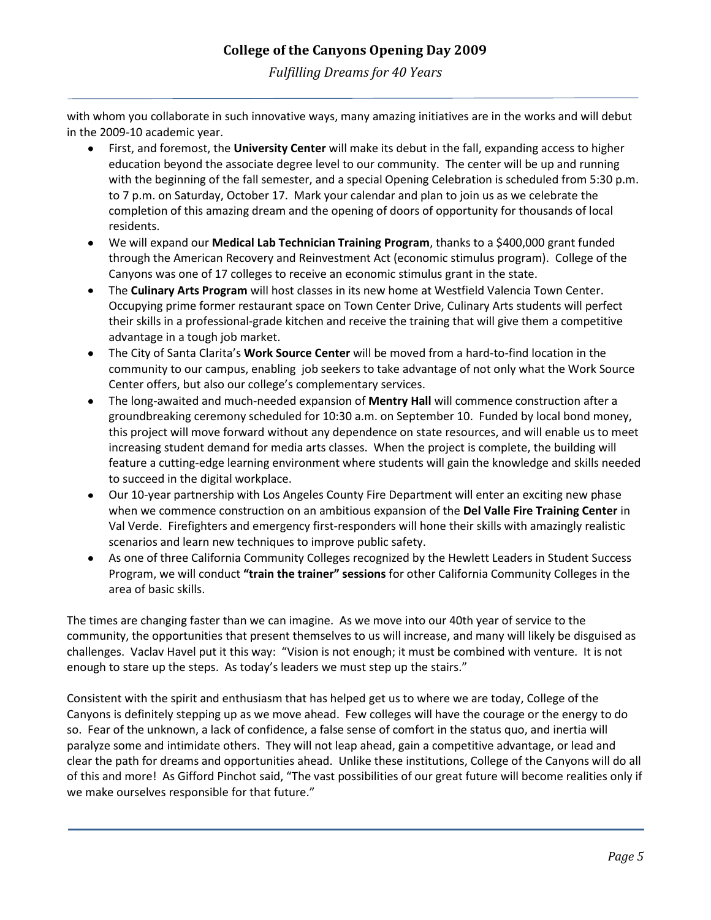with whom you collaborate in such innovative ways, many amazing initiatives are in the works and will debut in the 2009-10 academic year.

- First, and foremost, the **University Center** will make its debut in the fall, expanding access to higher education beyond the associate degree level to our community. The center will be up and running with the beginning of the fall semester, and a special Opening Celebration is scheduled from 5:30 p.m. to 7 p.m. on Saturday, October 17. Mark your calendar and plan to join us as we celebrate the completion of this amazing dream and the opening of doors of opportunity for thousands of local residents.
- We will expand our **Medical Lab Technician Training Program**, thanks to a $400,000 grant funded through the American Recovery and Reinvestment Act (economic stimulus program). College of the Canyons was one of 17 colleges to receive an economic stimulus grant in the state.
- The **Culinary Arts Program** will host classes in its new home at Westfield Valencia Town Center. Occupying prime former restaurant space on Town Center Drive, Culinary Arts students will perfect their skills in a professional-grade kitchen and receive the training that will give them a competitive advantage in a tough job market.
- The City of Santa Clarita's **Work Source Center** will be moved from a hard-to-find location in the community to our campus, enabling job seekers to take advantage of not only what the Work Source Center offers, but also our college's complementary services.
- The long-awaited and much-needed expansion of **Mentry Hall** will commence construction after a groundbreaking ceremony scheduled for 10:30 a.m. on September 10. Funded by local bond money, this project will move forward without any dependence on state resources, and will enable us to meet increasing student demand for media arts classes. When the project is complete, the building will feature a cutting-edge learning environment where students will gain the knowledge and skills needed to succeed in the digital workplace.
- Our 10-year partnership with Los Angeles County Fire Department will enter an exciting new phase when we commence construction on an ambitious expansion of the **Del Valle Fire Training Center** in Val Verde. Firefighters and emergency first-responders will hone their skills with amazingly realistic scenarios and learn new techniques to improve public safety.
- As one of three California Community Colleges recognized by the Hewlett Leaders in Student Success Program, we will conduct **"train the trainer" sessions** for other California Community Colleges in the area of basic skills.

The times are changing faster than we can imagine. As we move into our 40th year of service to the community, the opportunities that present themselves to us will increase, and many will likely be disguised as challenges. Vaclav Havel put it this way: "Vision is not enough; it must be combined with venture. It is not enough to stare up the steps. As today's leaders we must step up the stairs."

Consistent with the spirit and enthusiasm that has helped get us to where we are today, College of the Canyons is definitely stepping up as we move ahead. Few colleges will have the courage or the energy to do so. Fear of the unknown, a lack of confidence, a false sense of comfort in the status quo, and inertia will paralyze some and intimidate others. They will not leap ahead, gain a competitive advantage, or lead and clear the path for dreams and opportunities ahead. Unlike these institutions, College of the Canyons will do all of this and more! As Gifford Pinchot said, "The vast possibilities of our great future will become realities only if we make ourselves responsible for that future."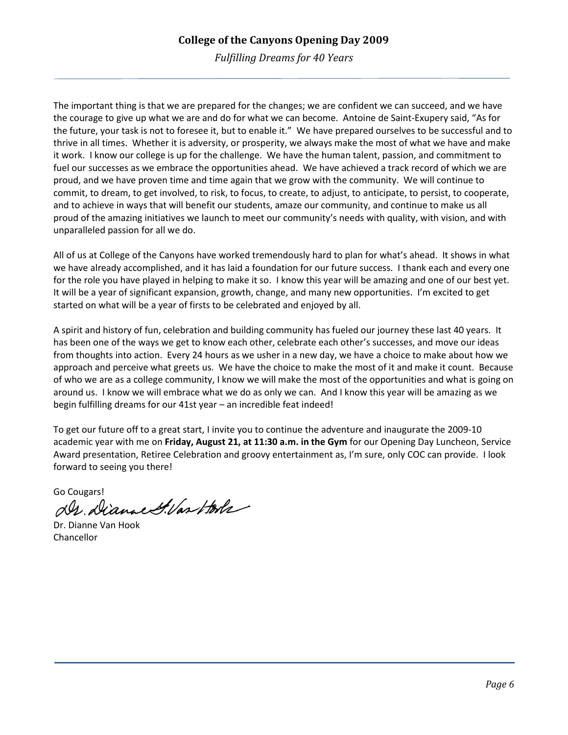The important thing is that we are prepared for the changes; we are confident we can succeed, and we have the courage to give up what we are and do for what we can become. Antoine de Saint-Exupery said, "As for the future, your task is not to foresee it, but to enable it." We have prepared ourselves to be successful and to thrive in all times. Whether it is adversity, or prosperity, we always make the most of what we have and make it work. I know our college is up for the challenge. We have the human talent, passion, and commitment to fuel our successes as we embrace the opportunities ahead. We have achieved a track record of which we are proud, and we have proven time and time again that we grow with the community. We will continue to commit, to dream, to get involved, to risk, to focus, to create, to adjust, to anticipate, to persist, to cooperate, and to achieve in ways that will benefit our students, amaze our community, and continue to make us all proud of the amazing initiatives we launch to meet our community's needs with quality, with vision, and with unparalleled passion for all we do.

All of us at College of the Canyons have worked tremendously hard to plan for what's ahead. It shows in what we have already accomplished, and it has laid a foundation for our future success. I thank each and every one for the role you have played in helping to make it so. I know this year will be amazing and one of our best yet. It will be a year of significant expansion, growth, change, and many new opportunities. I'm excited to get started on what will be a year of firsts to be celebrated and enjoyed by all.

A spirit and history of fun, celebration and building community has fueled our journey these last 40 years. It has been one of the ways we get to know each other, celebrate each other's successes, and move our ideas from thoughts into action. Every 24 hours as we usher in a new day, we have a choice to make about how we approach and perceive what greets us. We have the choice to make the most of it and make it count. Because of who we are as a college community, I know we will make the most of the opportunities and what is going on around us. I know we will embrace what we do as only we can. And I know this year will be amazing as we begin fulfilling dreams for our 41st year – an incredible feat indeed!

To get our future off to a great start, I invite you to continue the adventure and inaugurate the 2009-10 academic year with me on **Friday, August 21, at 11:30 a.m. in the Gym** for our Opening Day Luncheon, Service Award presentation, Retiree Celebration and groovy entertainment as, I'm sure, only COC can provide. I look forward to seeing you there!

Go Cougars!

Dr. Dianne G. Van Hook

Dr. Dianne Van Hook
Chancellor